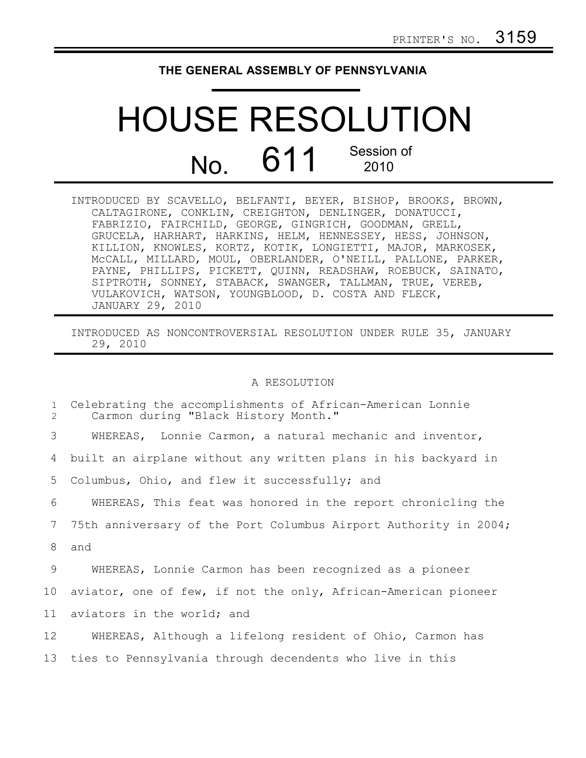PRINTER'S NO. 3159

# THE GENERAL ASSEMBLY OF PENNSYLVANIA

# HOUSE RESOLUTION

## No. 611 Session of 2010

INTRODUCED BY SCAVELLO, BELFANTI, BEYER, BISHOP, BROOKS, BROWN, CALTAGIRONE, CONKLIN, CREIGHTON, DENLINGER, DONATUCCI, FABRIZIO, FAIRCHILD, GEORGE, GINGRICH, GOODMAN, GRELL, GRUCELA, HARHART, HARKINS, HELM, HENNESSEY, HESS, JOHNSON, KILLION, KNOWLES, KORTZ, KOTIK, LONGIETTI, MAJOR, MARKOSEK, McCALL, MILLARD, MOUL, OBERLANDER, O'NEILL, PALLONE, PARKER, PAYNE, PHILLIPS, PICKETT, QUINN, READSHAW, ROEBUCK, SAINATO, SIPTROTH, SONNEY, STABACK, SWANGER, TALLMAN, TRUE, VEREB, VULAKOVICH, WATSON, YOUNGBLOOD, D. COSTA AND FLECK, JANUARY 29, 2010

INTRODUCED AS NONCONTROVERSIAL RESOLUTION UNDER RULE 35, JANUARY 29, 2010

A RESOLUTION

1 Celebrating the accomplishments of African-American Lonnie
2 Carmon during "Black History Month."

3 WHEREAS, Lonnie Carmon, a natural mechanic and inventor,
4 built an airplane without any written plans in his backyard in
5 Columbus, Ohio, and flew it successfully; and

6 WHEREAS, This feat was honored in the report chronicling the
7 75th anniversary of the Port Columbus Airport Authority in 2004;
8 and

9 WHEREAS, Lonnie Carmon has been recognized as a pioneer
10 aviator, one of few, if not the only, African-American pioneer
11 aviators in the world; and

12 WHEREAS, Although a lifelong resident of Ohio, Carmon has
13 ties to Pennsylvania through decendents who live in this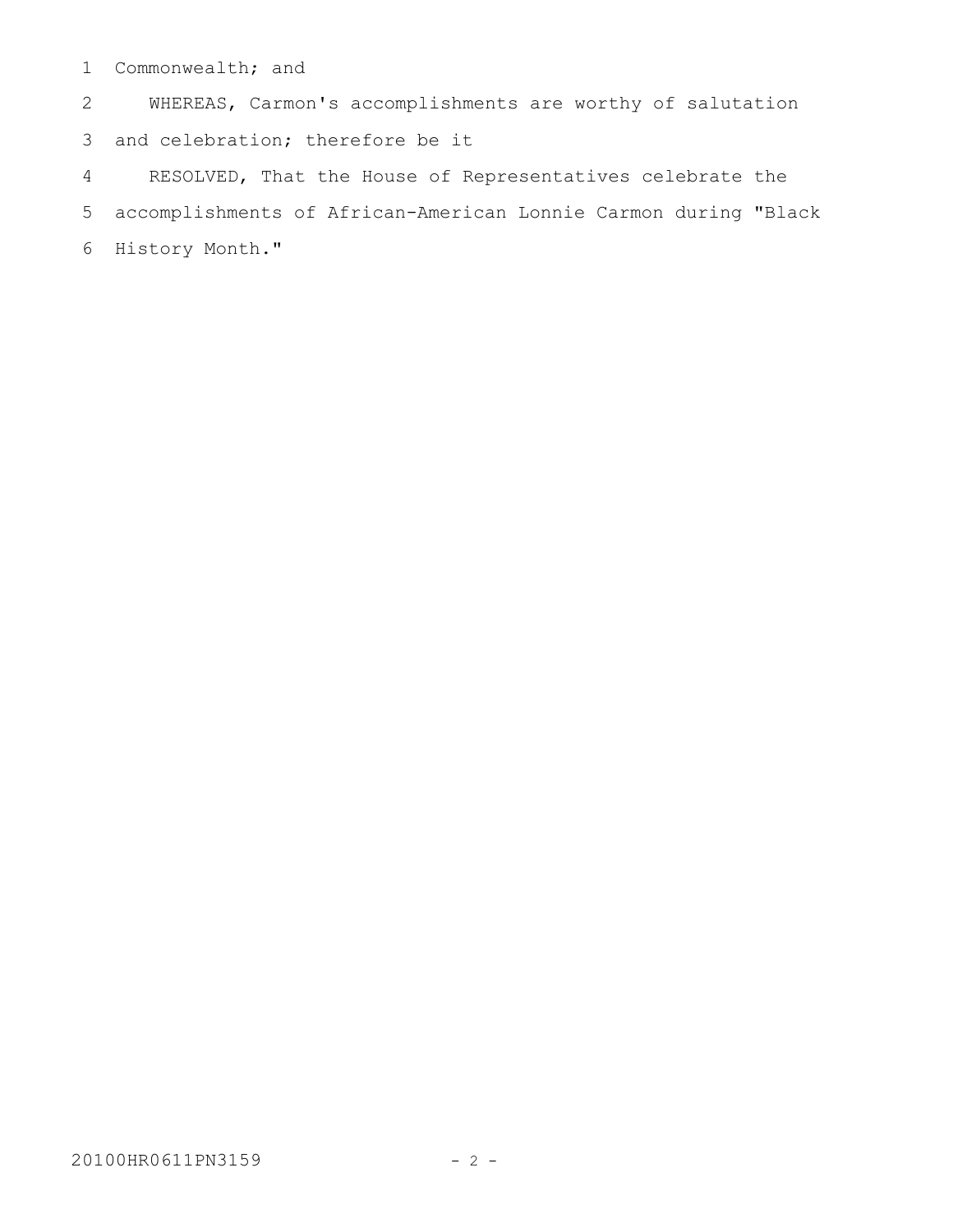Commonwealth; and

WHEREAS, Carmon's accomplishments are worthy of salutation and celebration; therefore be it

RESOLVED, That the House of Representatives celebrate the accomplishments of African-American Lonnie Carmon during "Black History Month."